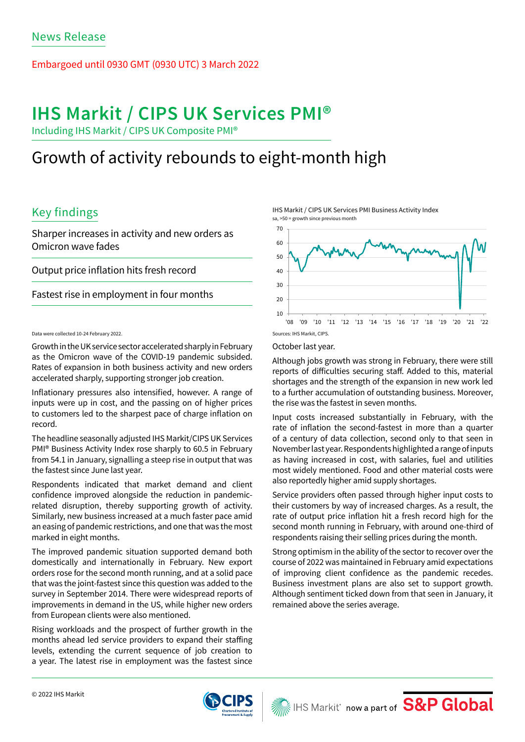News Release

Embargoed until 0930 GMT (0930 UTC) 3 March 2022

# IHS Markit / CIPS UK Services PMI®

Including IHS Markit / CIPS UK Composite PMI®

# Growth of activity rebounds to eight-month high

## Key findings

Sharper increases in activity and new orders as Omicron wave fades

Output price inflation hits fresh record

Fastest rise in employment in four months

IHS Markit / CIPS UK Services PMI Business Activity Index
sa, >50 = growth since previous month

Sources: IHS Markit, CIPS.

Data were collected 10-24 February 2022.

Growth in the UK service sector accelerated sharply in February as the Omicron wave of the COVID-19 pandemic subsided. Rates of expansion in both business activity and new orders accelerated sharply, supporting stronger job creation.

Inflationary pressures also intensified, however. A range of inputs were up in cost, and the passing on of higher prices to customers led to the sharpest pace of charge inflation on record.

The headline seasonally adjusted IHS Markit/CIPS UK Services PMI® Business Activity Index rose sharply to 60.5 in February from 54.1 in January, signalling a steep rise in output that was the fastest since June last year.

Respondents indicated that market demand and client confidence improved alongside the reduction in pandemic-related disruption, thereby supporting growth of activity. Similarly, new business increased at a much faster pace amid an easing of pandemic restrictions, and one that was the most marked in eight months.

The improved pandemic situation supported demand both domestically and internationally in February. New export orders rose for the second month running, and at a solid pace that was the joint-fastest since this question was added to the survey in September 2014. There were widespread reports of improvements in demand in the US, while higher new orders from European clients were also mentioned.

Rising workloads and the prospect of further growth in the months ahead led service providers to expand their staffing levels, extending the current sequence of job creation to a year. The latest rise in employment was the fastest since October last year.

Although jobs growth was strong in February, there were still reports of difficulties securing staff. Added to this, material shortages and the strength of the expansion in new work led to a further accumulation of outstanding business. Moreover, the rise was the fastest in seven months.

Input costs increased substantially in February, with the rate of inflation the second-fastest in more than a quarter of a century of data collection, second only to that seen in November last year. Respondents highlighted a range of inputs as having increased in cost, with salaries, fuel and utilities most widely mentioned. Food and other material costs were also reportedly higher amid supply shortages.

Service providers often passed through higher input costs to their customers by way of increased charges. As a result, the rate of output price inflation hit a fresh record high for the second month running in February, with around one-third of respondents raising their selling prices during the month.

Strong optimism in the ability of the sector to recover over the course of 2022 was maintained in February amid expectations of improving client confidence as the pandemic recedes. Business investment plans are also set to support growth. Although sentiment ticked down from that seen in January, it remained above the series average.

© 2022 IHS Markit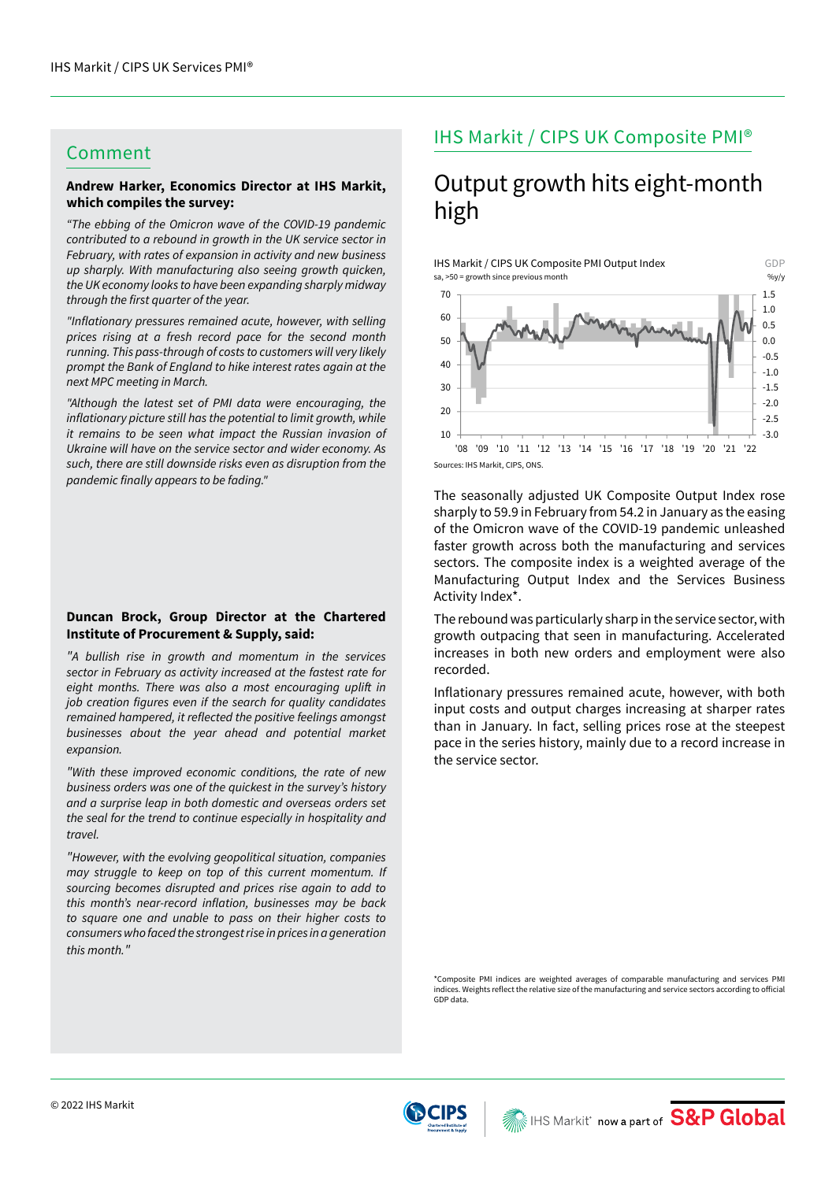## Comment

**Andrew Harker, Economics Director at IHS Markit, which compiles the survey:**

*"The ebbing of the Omicron wave of the COVID-19 pandemic contributed to a rebound in growth in the UK service sector in February, with rates of expansion in activity and new business up sharply. With manufacturing also seeing growth quicken, the UK economy looks to have been expanding sharply midway through the first quarter of the year.*

*"Inflationary pressures remained acute, however, with selling prices rising at a fresh record pace for the second month running. This pass-through of costs to customers will very likely prompt the Bank of England to hike interest rates again at the next MPC meeting in March.*

*"Although the latest set of PMI data were encouraging, the inflationary picture still has the potential to limit growth, while it remains to be seen what impact the Russian invasion of Ukraine will have on the service sector and wider economy. As such, there are still downside risks even as disruption from the pandemic finally appears to be fading."*

**Duncan Brock, Group Director at the Chartered Institute of Procurement & Supply, said:**

*"A bullish rise in growth and momentum in the services sector in February as activity increased at the fastest rate for eight months. There was also a most encouraging uplift in job creation figures even if the search for quality candidates remained hampered, it reflected the positive feelings amongst businesses about the year ahead and potential market expansion.*

*"With these improved economic conditions, the rate of new business orders was one of the quickest in the survey's history and a surprise leap in both domestic and overseas orders set the seal for the trend to continue especially in hospitality and travel.*

*"However, with the evolving geopolitical situation, companies may struggle to keep on top of this current momentum. If sourcing becomes disrupted and prices rise again to add to this month's near-record inflation, businesses may be back to square one and unable to pass on their higher costs to consumers who faced the strongest rise in prices in a generation this month."*

## IHS Markit / CIPS UK Composite PMI®

# Output growth hits eight-month high

IHS Markit / CIPS UK Composite PMI Output Index
sa, >50 = growth since previous month

GDP %y/y

Sources: IHS Markit, CIPS, ONS.

The seasonally adjusted UK Composite Output Index rose sharply to 59.9 in February from 54.2 in January as the easing of the Omicron wave of the COVID-19 pandemic unleashed faster growth across both the manufacturing and services sectors. The composite index is a weighted average of the Manufacturing Output Index and the Services Business Activity Index*.

The rebound was particularly sharp in the service sector, with growth outpacing that seen in manufacturing. Accelerated increases in both new orders and employment were also recorded.

Inflationary pressures remained acute, however, with both input costs and output charges increasing at sharper rates than in January. In fact, selling prices rose at the steepest pace in the series history, mainly due to a record increase in the service sector.

*Composite PMI indices are weighted averages of comparable manufacturing and services PMI indices. Weights reflect the relative size of the manufacturing and service sectors according to official GDP data.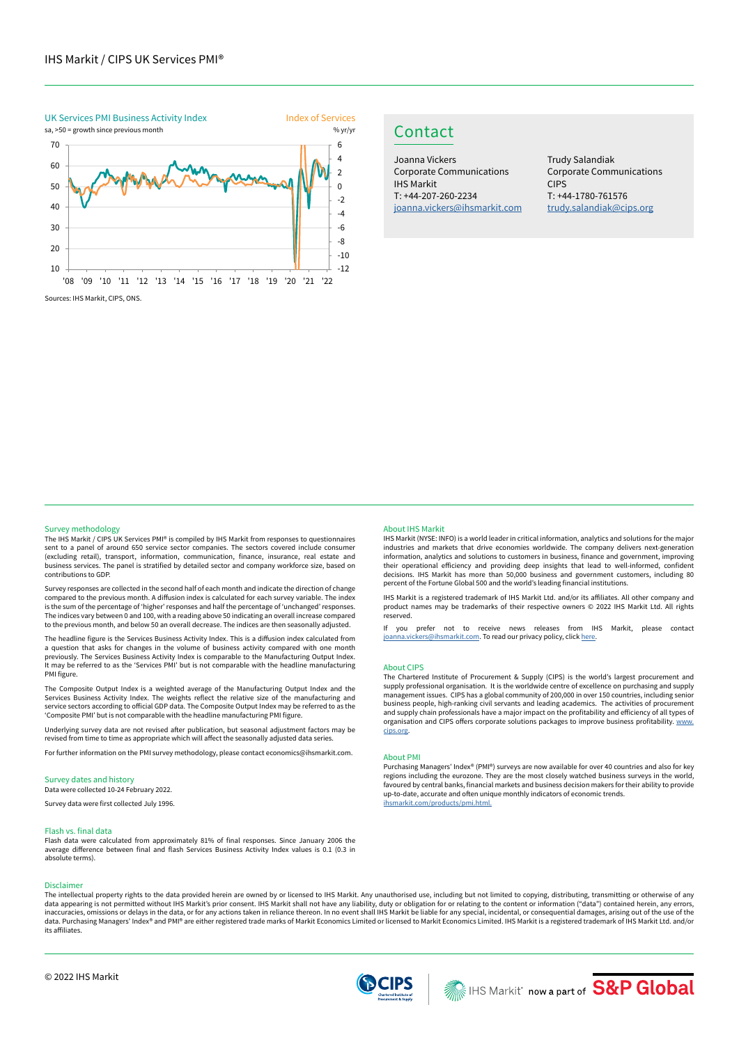UK Services PMI Business Activity Index

sa, >50 = growth since previous month

Index of Services

% yr/yr

70 60 50 40 30 20 10

6 4 2 0 -2 -4 -6 -8 -10 -12

'08 '09 '10 '11 '12 '13 '14 '15 '16 '17 '18 '19 '20 '21 '22

Sources: IHS Markit, CIPS, ONS.

## Contact

Joanna Vickers
Corporate Communications
IHS Markit
T: +44-207-260-2234
joanna.vickers@ihsmarkit.com

Trudy Salandiak
Corporate Communications
CIPS
T: +44-1780-761576
trudy.salandiak@cips.org

### Survey methodology

The IHS Markit / CIPS UK Services PMI® is compiled by IHS Markit from responses to questionnaires sent to a panel of around 650 service sector companies. The sectors covered include consumer (excluding retail), transport, information, communication, finance, insurance, real estate and business services. The panel is stratified by detailed sector and company workforce size, based on contributions to GDP.

Survey responses are collected in the second half of each month and indicate the direction of change compared to the previous month. A diffusion index is calculated for each survey variable. The index is the sum of the percentage of 'higher' responses and half the percentage of 'unchanged' responses. The indices vary between 0 and 100, with a reading above 50 indicating an overall increase compared to the previous month, and below 50 an overall decrease. The indices are then seasonally adjusted.

The headline figure is the Services Business Activity Index. This is a diffusion index calculated from a question that asks for changes in the volume of business activity compared with one month previously. The Services Business Activity Index is comparable to the Manufacturing Output Index. It may be referred to as the 'Services PMI' but is not comparable with the headline manufacturing PMI figure.

The Composite Output Index is a weighted average of the Manufacturing Output Index and the Services Business Activity Index. The weights reflect the relative size of the manufacturing and service sectors according to official GDP data. The Composite Output Index may be referred to as the 'Composite PMI' but is not comparable with the headline manufacturing PMI figure.

Underlying survey data are not revised after publication, but seasonal adjustment factors may be revised from time to time as appropriate which will affect the seasonally adjusted data series.

For further information on the PMI survey methodology, please contact economics@ihsmarkit.com.

### Survey dates and history

Data were collected 10-24 February 2022.

Survey data were first collected July 1996.

### Flash vs. final data

Flash data were calculated from approximately 81% of final responses. Since January 2006 the average difference between final and flash Services Business Activity Index values is 0.1 (0.3 in absolute terms).

### About IHS Markit

IHS Markit (NYSE: INFO) is a world leader in critical information, analytics and solutions for the major industries and markets that drive economies worldwide. The company delivers next-generation information, analytics and solutions to customers in business, finance and government, improving their operational efficiency and providing deep insights that lead to well-informed, confident decisions. IHS Markit has more than 50,000 business and government customers, including 80 percent of the Fortune Global 500 and the world's leading financial institutions.

IHS Markit is a registered trademark of IHS Markit Ltd. and/or its affiliates. All other company and product names may be trademarks of their respective owners © 2022 IHS Markit Ltd. All rights reserved.

If you prefer not to receive news releases from IHS Markit, please contact joanna.vickers@ihsmarkit.com. To read our privacy policy, click here.

### About CIPS

The Chartered Institute of Procurement & Supply (CIPS) is the world's largest procurement and supply professional organisation. It is the worldwide centre of excellence on purchasing and supply management issues. CIPS has a global community of 200,000 in over 150 countries, including senior business people, high-ranking civil servants and leading academics. The activities of procurement and supply chain professionals have a major impact on the profitability and efficiency of all types of organisation and CIPS offers corporate solutions packages to improve business profitability. www.cips.org.

### About PMI

Purchasing Managers' Index® (PMI®) surveys are now available for over 40 countries and also for key regions including the eurozone. They are the most closely watched business surveys in the world, favoured by central banks, financial markets and business decision makers for their ability to provide up-to-date, accurate and often unique monthly indicators of economic trends.
ihsmarkit.com/products/pmi.html.

### Disclaimer

The intellectual property rights to the data provided herein are owned by or licensed to IHS Markit. Any unauthorised use, including but not limited to copying, distributing, transmitting or otherwise of any data appearing is not permitted without IHS Markit's prior consent. IHS Markit shall not have any liability, duty or obligation for or relating to the content or information ("data") contained herein, any errors, inaccuracies, omissions or delays in the data, or for any actions taken in reliance thereon. In no event shall IHS Markit be liable for any special, incidental, or consequential damages, arising out of the use of the data. Purchasing Managers' Index® and PMI® are either registered trade marks of Markit Economics Limited or licensed to Markit Economics Limited. IHS Markit is a registered trademark of IHS Markit Ltd. and/or its affiliates.

© 2022 IHS Markit